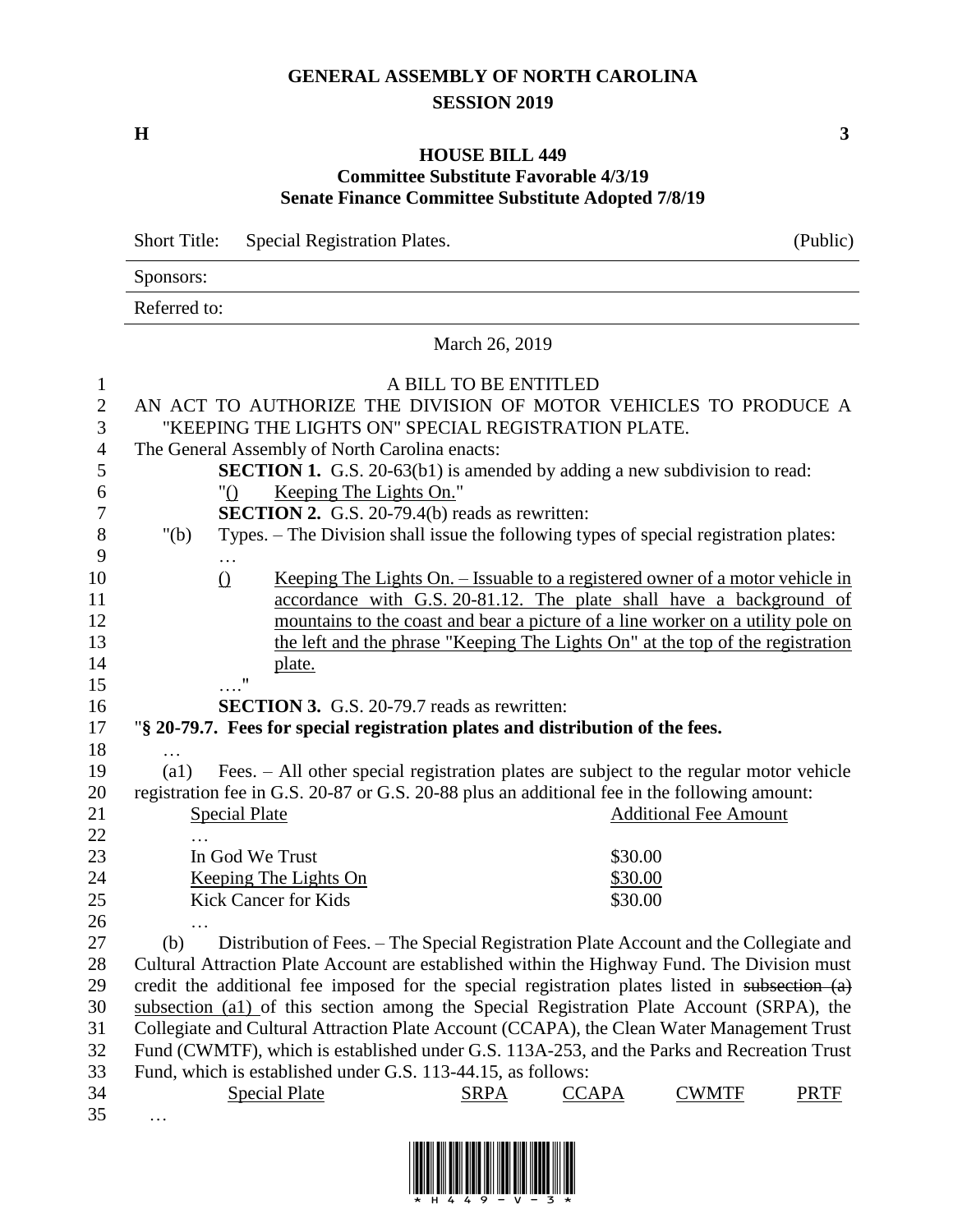# GENERAL ASSEMBLY OF NORTH CAROLINA
## SESSION 2019

**H** **3**

### HOUSE BILL 449
### Committee Substitute Favorable 4/3/19
### Senate Finance Committee Substitute Adopted 7/8/19

| Short Title: | Special Registration Plates. | (Public) |
|---|---|---|
| Sponsors: | | |
| Referred to: | | |

March 26, 2019

A BILL TO BE ENTITLED

AN ACT TO AUTHORIZE THE DIVISION OF MOTOR VEHICLES TO PRODUCE A "KEEPING THE LIGHTS ON" SPECIAL REGISTRATION PLATE.

The General Assembly of North Carolina enacts:

**SECTION 1.** G.S. 20-63(b1) is amended by adding a new subdivision to read:

"() Keeping The Lights On."

**SECTION 2.** G.S. 20-79.4(b) reads as rewritten:

"(b) Types. – The Division shall issue the following types of special registration plates:

…

() Keeping The Lights On. – Issuable to a registered owner of a motor vehicle in accordance with G.S. 20-81.12. The plate shall have a background of mountains to the coast and bear a picture of a line worker on a utility pole on the left and the phrase "Keeping The Lights On" at the top of the registration plate.

…."

**SECTION 3.** G.S. 20-79.7 reads as rewritten:

"**§ 20-79.7. Fees for special registration plates and distribution of the fees.**

…

(a1) Fees. – All other special registration plates are subject to the regular motor vehicle registration fee in G.S. 20-87 or G.S. 20-88 plus an additional fee in the following amount:

| Special Plate | Additional Fee Amount |
|---|---|
| … | |
| In God We Trust | \$30.00 |
| Keeping The Lights On | \$30.00 |
| Kick Cancer for Kids | \$30.00 |
| … | |

(b) Distribution of Fees. – The Special Registration Plate Account and the Collegiate and Cultural Attraction Plate Account are established within the Highway Fund. The Division must credit the additional fee imposed for the special registration plates listed in ~~subsection (a)~~ subsection (a1) of this section among the Special Registration Plate Account (SRPA), the Collegiate and Cultural Attraction Plate Account (CCAPA), the Clean Water Management Trust Fund (CWMTF), which is established under G.S. 113A-253, and the Parks and Recreation Trust Fund, which is established under G.S. 113-44.15, as follows:

| Special Plate | SRPA | CCAPA | CWMTF | PRTF |
|---|---|---|---|---|
| … | | | | |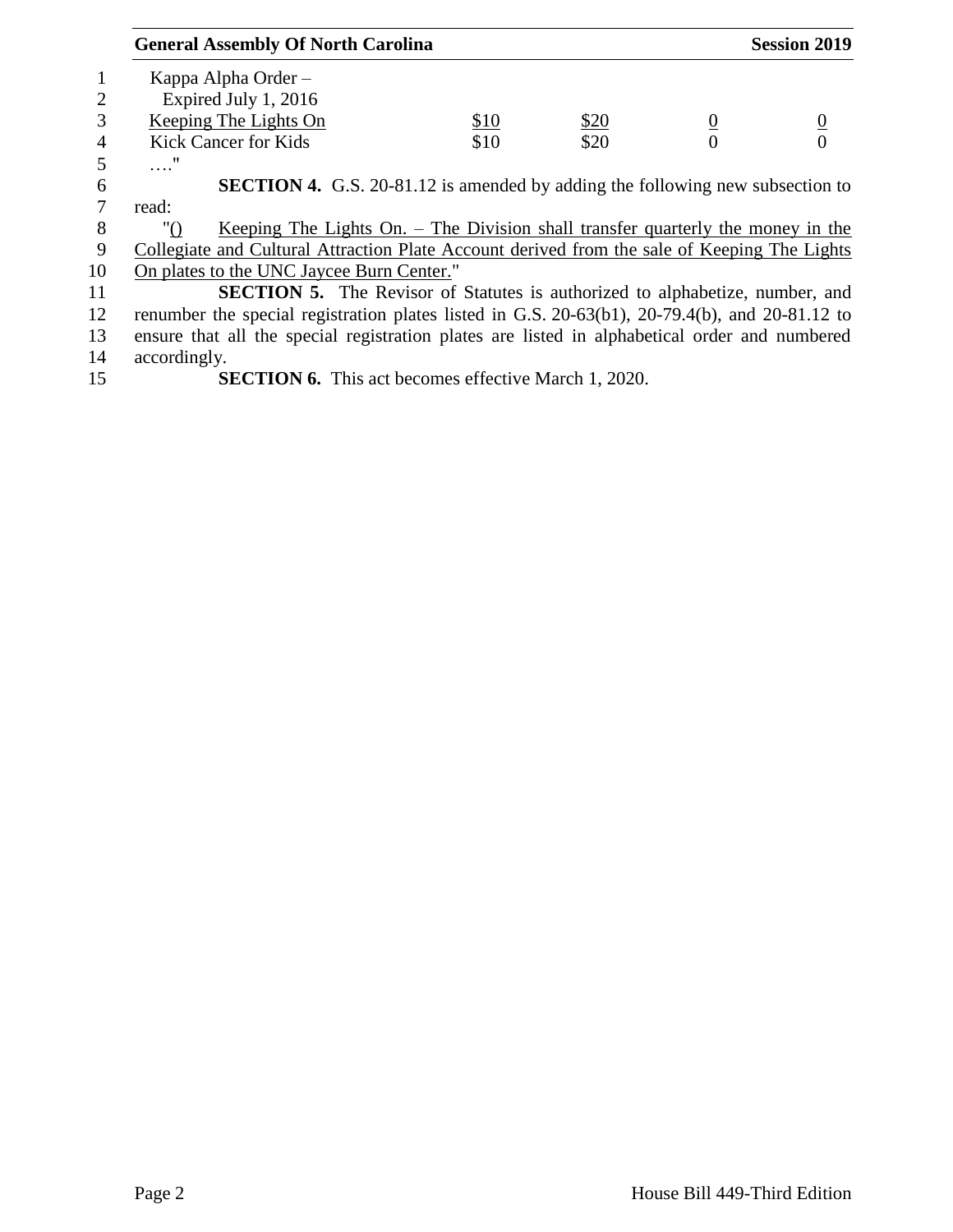| | | | | |
|---|---|---|---|---|
| Kappa Alpha Order – Expired July 1, 2016 | | | | |
| Keeping The Lights On | $10 | $20 | 0 | 0 |
| Kick Cancer for Kids | $10 | $20 | 0 | 0 |

…."

**SECTION 4.** G.S. 20-81.12 is amended by adding the following new subsection to read:

"() Keeping The Lights On. – The Division shall transfer quarterly the money in the Collegiate and Cultural Attraction Plate Account derived from the sale of Keeping The Lights On plates to the UNC Jaycee Burn Center."

**SECTION 5.** The Revisor of Statutes is authorized to alphabetize, number, and renumber the special registration plates listed in G.S. 20-63(b1), 20-79.4(b), and 20-81.12 to ensure that all the special registration plates are listed in alphabetical order and numbered accordingly.

**SECTION 6.** This act becomes effective March 1, 2020.